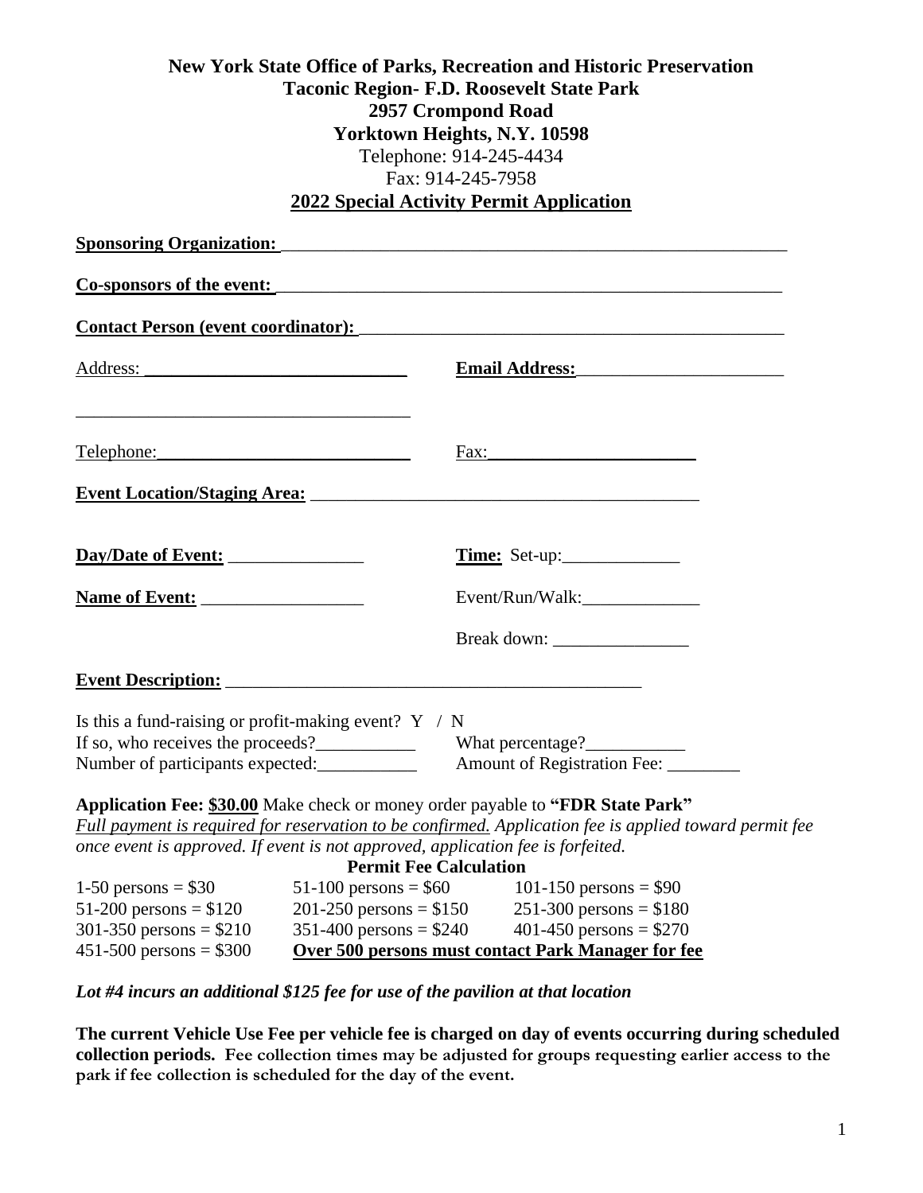**New York State Office of Parks, Recreation and Historic Preservation**
**Taconic Region- F.D. Roosevelt State Park**
**2957 Crompond Road**
**Yorktown Heights, N.Y. 10598**
Telephone: 914-245-4434
Fax: 914-245-7958

## 2022 Special Activity Permit Application

**Sponsoring Organization:** ____________________________________________________________

**Co-sponsors of the event:** ____________________________________________________________

**Contact Person (event coordinator):** ______________________________________________

Address: ______________________________ **Email Address:** ________________________

_____________________________________

Telephone: ____________________________ Fax: ________________________

**Event Location/Staging Area:** ____________________________________________

**Day/Date of Event:** _______________ **Time:** Set-up: _____________

**Name of Event:** __________________ Event/Run/Walk: _____________

Break down: _______________

**Event Description:** _______________________________________________

Is this a fund-raising or profit-making event? Y / N
If so, who receives the proceeds? ___________ What percentage? ___________
Number of participants expected: ___________ Amount of Registration Fee: ________

**Application Fee: $30.00** Make check or money order payable to **"FDR State Park"**
*Full payment is required for reservation to be confirmed. Application fee is applied toward permit fee once event is approved. If event is not approved, application fee is forfeited.*

**Permit Fee Calculation**

| | | |
|---|---|---|
| 1-50 persons = $30 | 51-100 persons = $60 | 101-150 persons = $90 |
| 51-200 persons = $120 | 201-250 persons = $150 | 251-300 persons = $180 |
| 301-350 persons = $210 | 351-400 persons = $240 | 401-450 persons = $270 |
| 451-500 persons = $300 | **Over 500 persons must contact Park Manager for fee** | |

***Lot #4 incurs an additional $125 fee for use of the pavilion at that location***

**The current Vehicle Use Fee per vehicle fee is charged on day of events occurring during scheduled collection periods. Fee collection times may be adjusted for groups requesting earlier access to the park if fee collection is scheduled for the day of the event.**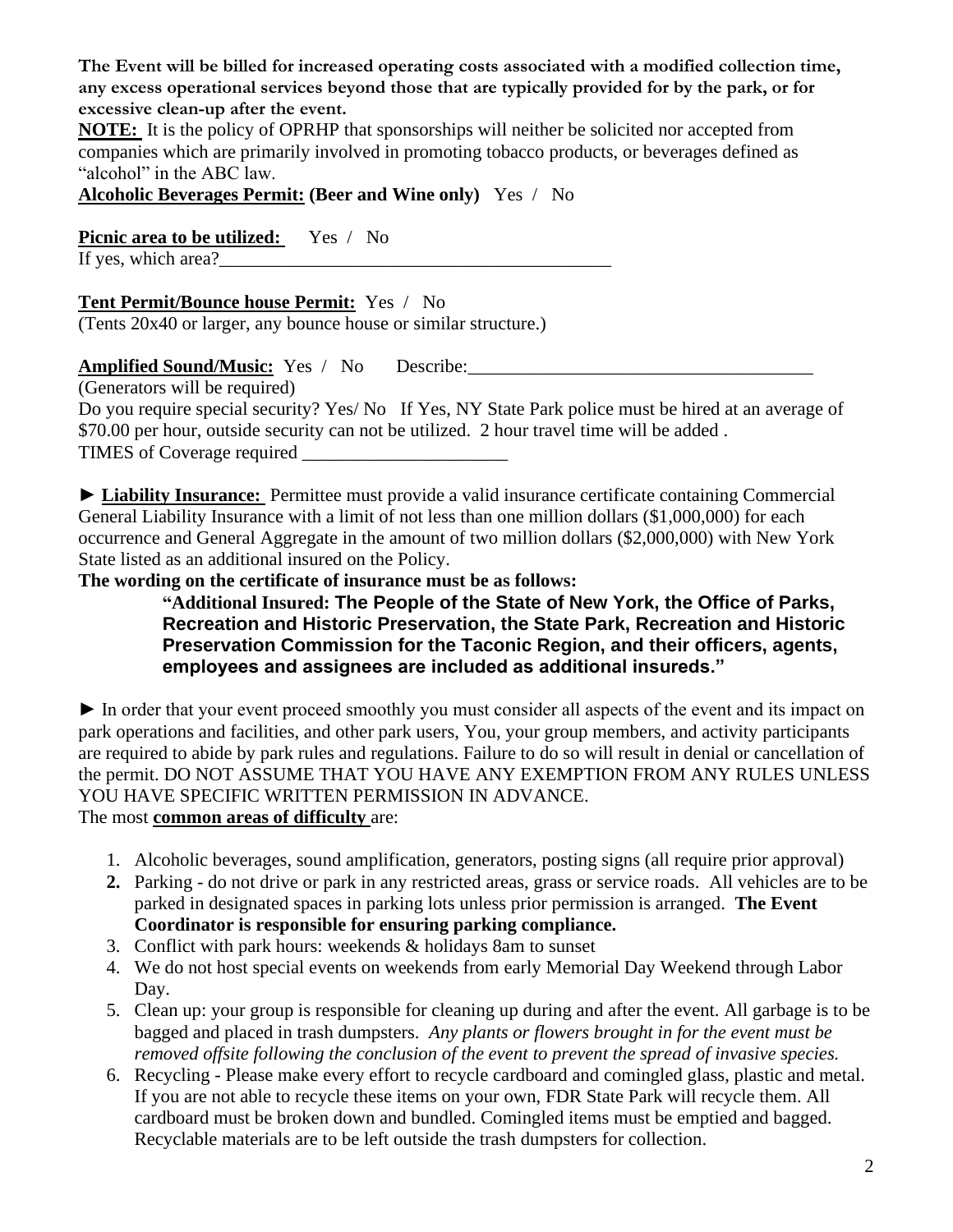**The Event will be billed for increased operating costs associated with a modified collection time, any excess operational services beyond those that are typically provided for by the park, or for excessive clean-up after the event.**

**NOTE:** It is the policy of OPRHP that sponsorships will neither be solicited nor accepted from companies which are primarily involved in promoting tobacco products, or beverages defined as "alcohol" in the ABC law.

**Alcoholic Beverages Permit: (Beer and Wine only)** Yes / No

**Picnic area to be utilized:** Yes / No
If yes, which area?___________________________________________

**Tent Permit/Bounce house Permit:** Yes / No
(Tents 20x40 or larger, any bounce house or similar structure.)

**Amplified Sound/Music:** Yes / No Describe:_____________________________________
(Generators will be required)
Do you require special security? Yes/ No If Yes, NY State Park police must be hired at an average of $70.00 per hour, outside security can not be utilized. 2 hour travel time will be added .
TIMES of Coverage required ______________________

► **Liability Insurance:** Permittee must provide a valid insurance certificate containing Commercial General Liability Insurance with a limit of not less than one million dollars ($1,000,000) for each occurrence and General Aggregate in the amount of two million dollars ($2,000,000) with New York State listed as an additional insured on the Policy.

**The wording on the certificate of insurance must be as follows:**

> **"Additional Insured: The People of the State of New York, the Office of Parks, Recreation and Historic Preservation, the State Park, Recreation and Historic Preservation Commission for the Taconic Region, and their officers, agents, employees and assignees are included as additional insureds."**

► In order that your event proceed smoothly you must consider all aspects of the event and its impact on park operations and facilities, and other park users, You, your group members, and activity participants are required to abide by park rules and regulations. Failure to do so will result in denial or cancellation of the permit. DO NOT ASSUME THAT YOU HAVE ANY EXEMPTION FROM ANY RULES UNLESS YOU HAVE SPECIFIC WRITTEN PERMISSION IN ADVANCE.

The most **common areas of difficulty** are:

1. Alcoholic beverages, sound amplification, generators, posting signs (all require prior approval)
2. Parking - do not drive or park in any restricted areas, grass or service roads. All vehicles are to be parked in designated spaces in parking lots unless prior permission is arranged. **The Event Coordinator is responsible for ensuring parking compliance.**
3. Conflict with park hours: weekends & holidays 8am to sunset
4. We do not host special events on weekends from early Memorial Day Weekend through Labor Day.
5. Clean up: your group is responsible for cleaning up during and after the event. All garbage is to be bagged and placed in trash dumpsters. *Any plants or flowers brought in for the event must be removed offsite following the conclusion of the event to prevent the spread of invasive species.*
6. Recycling - Please make every effort to recycle cardboard and comingled glass, plastic and metal. If you are not able to recycle these items on your own, FDR State Park will recycle them. All cardboard must be broken down and bundled. Comingled items must be emptied and bagged. Recyclable materials are to be left outside the trash dumpsters for collection.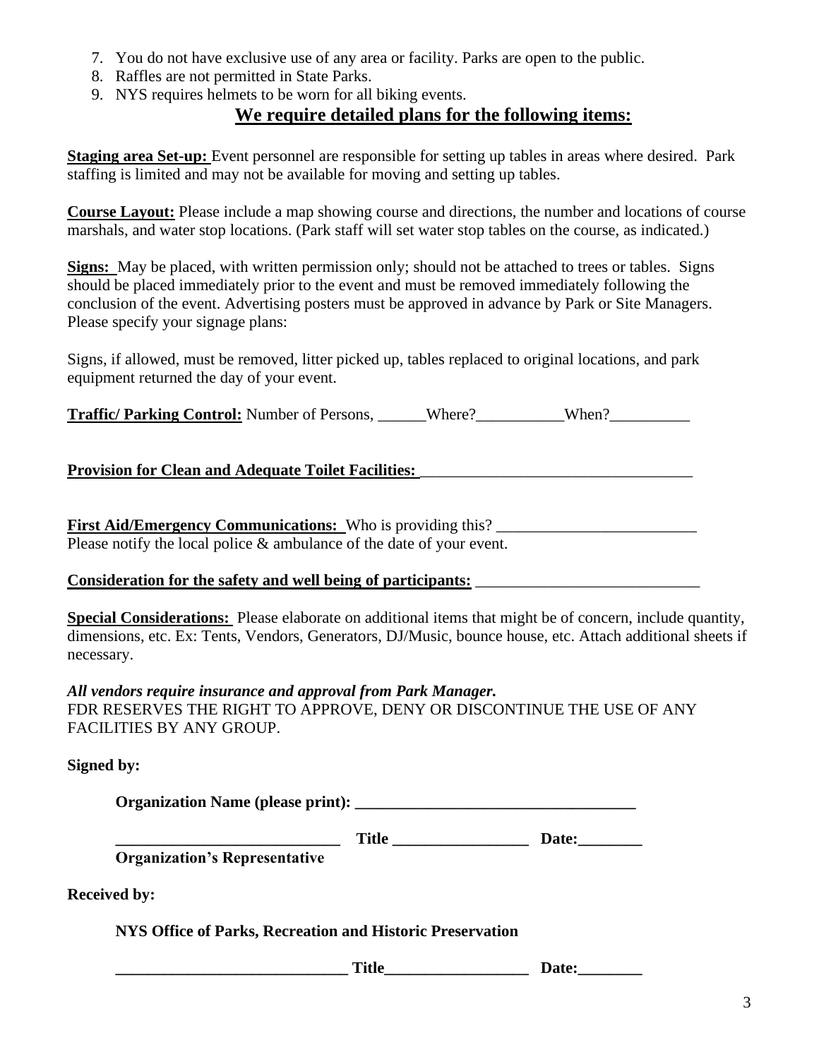7. You do not have exclusive use of any area or facility. Parks are open to the public.
8. Raffles are not permitted in State Parks.
9. NYS requires helmets to be worn for all biking events.

## We require detailed plans for the following items:

**Staging area Set-up:** Event personnel are responsible for setting up tables in areas where desired. Park staffing is limited and may not be available for moving and setting up tables.

**Course Layout:** Please include a map showing course and directions, the number and locations of course marshals, and water stop locations. (Park staff will set water stop tables on the course, as indicated.)

**Signs:** May be placed, with written permission only; should not be attached to trees or tables. Signs should be placed immediately prior to the event and must be removed immediately following the conclusion of the event. Advertising posters must be approved in advance by Park or Site Managers. Please specify your signage plans:

Signs, if allowed, must be removed, litter picked up, tables replaced to original locations, and park equipment returned the day of your event.

**Traffic/ Parking Control:** Number of Persons, ______Where?___________When?__________

**Provision for Clean and Adequate Toilet Facilities:** __________________________________

**First Aid/Emergency Communications:** Who is providing this? _________________________
Please notify the local police & ambulance of the date of your event.

**Consideration for the safety and well being of participants:** ____________________________

**Special Considerations:** Please elaborate on additional items that might be of concern, include quantity, dimensions, etc. Ex: Tents, Vendors, Generators, DJ/Music, bounce house, etc. Attach additional sheets if necessary.

***All vendors require insurance and approval from Park Manager.***
FDR RESERVES THE RIGHT TO APPROVE, DENY OR DISCONTINUE THE USE OF ANY FACILITIES BY ANY GROUP.

**Signed by:**

**Organization Name (please print): ___________________________________**

**____________________________ Title _________________ Date:________**
**Organization's Representative**

**Received by:**

**NYS Office of Parks, Recreation and Historic Preservation**

**_____________________________ Title__________________ Date:________**